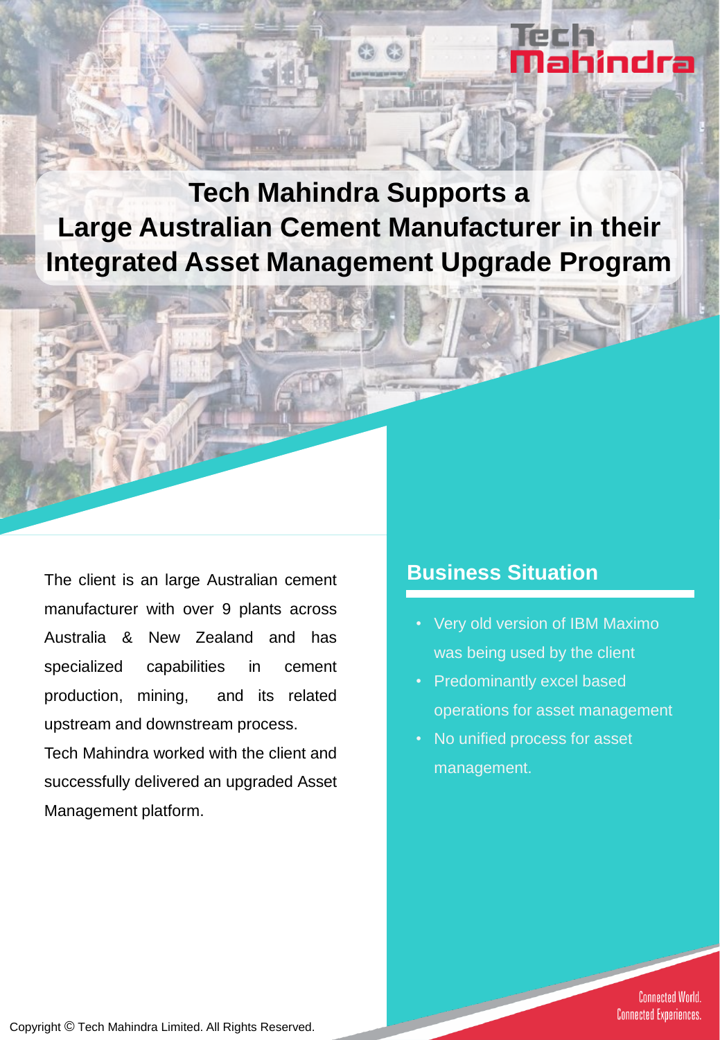# Tech Mahindra Supports a Large Australian Cement Manufacturer in their Integrated Asset Management Upgrade Program

The client is an large Australian cement manufacturer with over 9 plants across Australia & New Zealand and has specialized capabilities in cement production, mining, and its related upstream and downstream process.

Tech Mahindra worked with the client and successfully delivered an upgraded Asset Management platform.

## Business Situation

- Very old version of IBM Maximo was being used by the client
- Predominantly excel based operations for asset management
- No unified process for asset management.

Connected World. Connected Experiences.

Copyright © Tech Mahindra Limited. All Rights Reserved.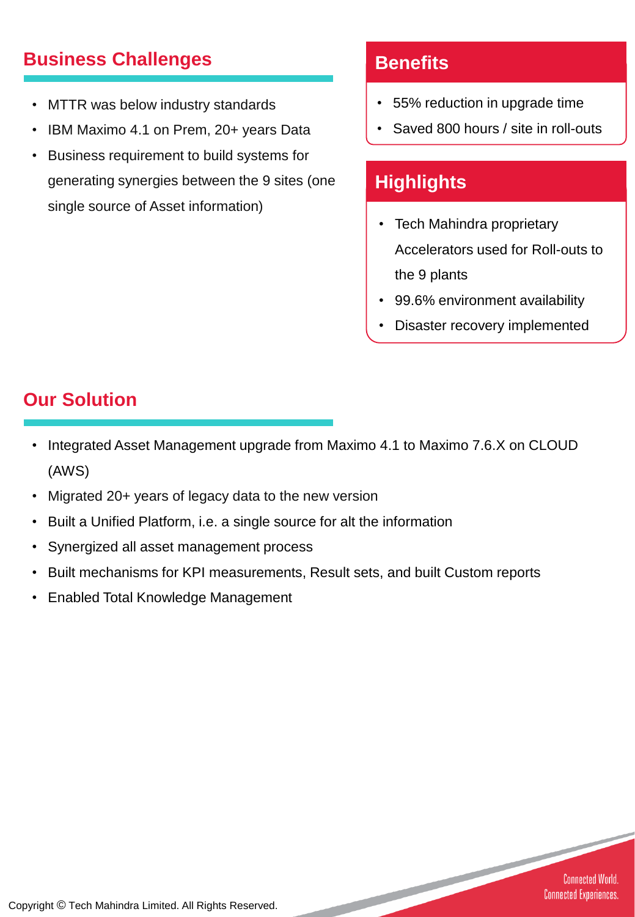## Business Challenges

- MTTR was below industry standards
- IBM Maximo 4.1 on Prem, 20+ years Data
- Business requirement to build systems for generating synergies between the 9 sites (one single source of Asset information)

## Benefits

- 55% reduction in upgrade time
- Saved 800 hours / site in roll-outs

## Highlights

- Tech Mahindra proprietary Accelerators used for Roll-outs to the 9 plants
- 99.6% environment availability
- Disaster recovery implemented

## Our Solution

- Integrated Asset Management upgrade from Maximo 4.1 to Maximo 7.6.X on CLOUD (AWS)
- Migrated 20+ years of legacy data to the new version
- Built a Unified Platform, i.e. a single source for alt the information
- Synergized all asset management process
- Built mechanisms for KPI measurements, Result sets, and built Custom reports
- Enabled Total Knowledge Management

Connected World. Connected Experiences.

Copyright © Tech Mahindra Limited. All Rights Reserved.